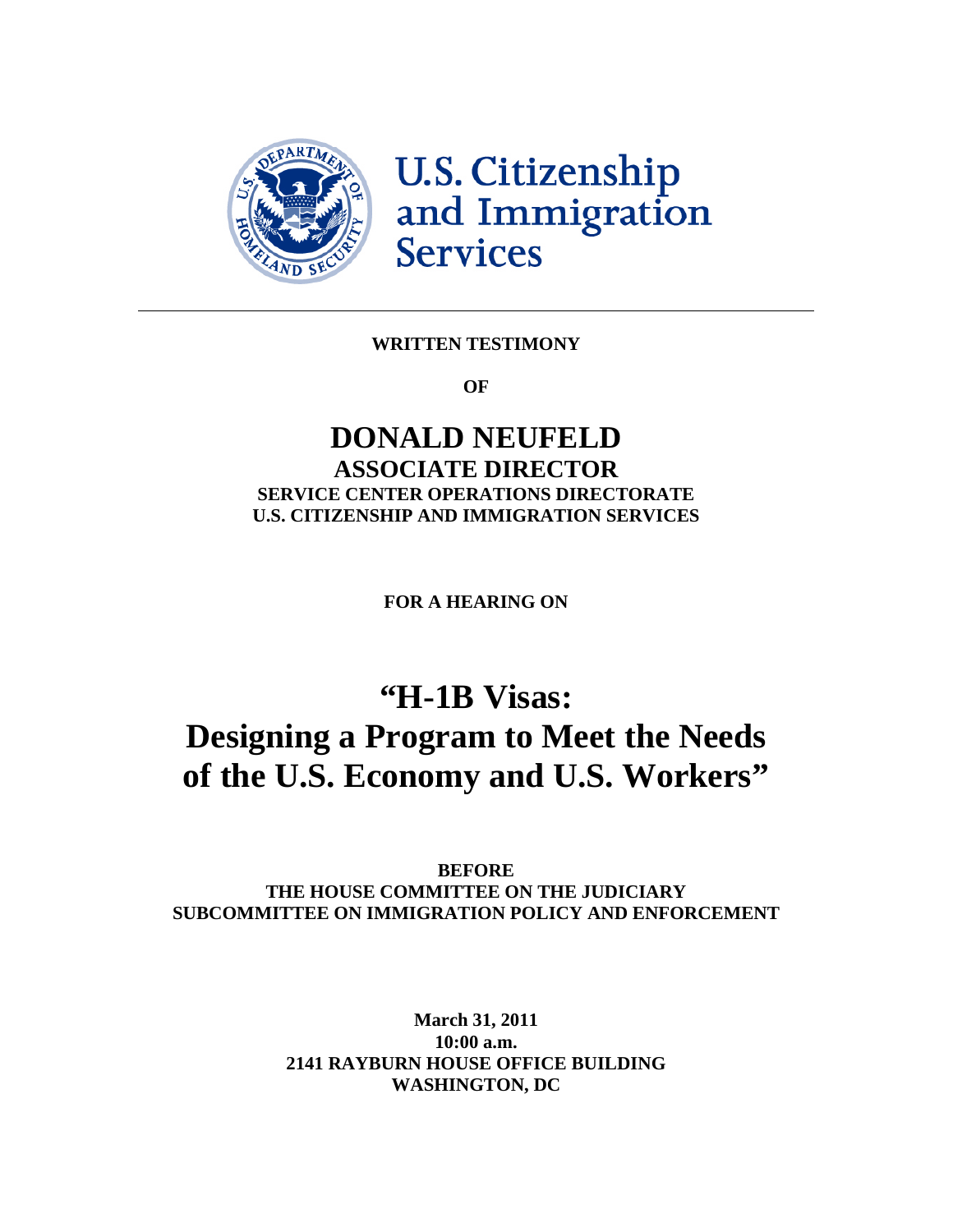U.S. Citizenship and Immigration Services

---

**WRITTEN TESTIMONY**

**OF**

# DONALD NEUFELD

## ASSOCIATE DIRECTOR

**SERVICE CENTER OPERATIONS DIRECTORATE**
**U.S. CITIZENSHIP AND IMMIGRATION SERVICES**

**FOR A HEARING ON**

# "H-1B Visas: Designing a Program to Meet the Needs of the U.S. Economy and U.S. Workers"

**BEFORE**
**THE HOUSE COMMITTEE ON THE JUDICIARY**
**SUBCOMMITTEE ON IMMIGRATION POLICY AND ENFORCEMENT**

**March 31, 2011**
**10:00 a.m.**
**2141 RAYBURN HOUSE OFFICE BUILDING**
**WASHINGTON, DC**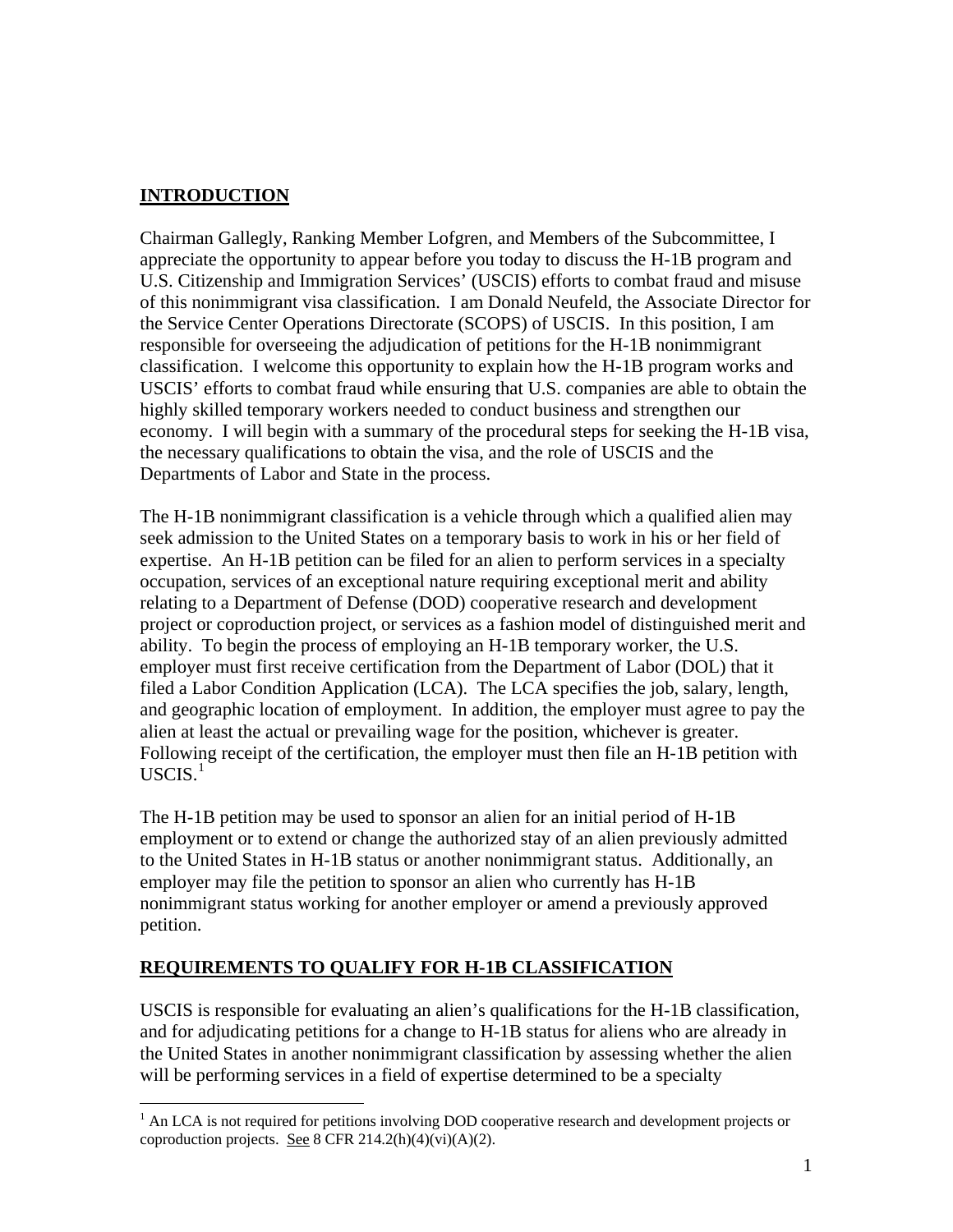## INTRODUCTION

Chairman Gallegly, Ranking Member Lofgren, and Members of the Subcommittee, I appreciate the opportunity to appear before you today to discuss the H-1B program and U.S. Citizenship and Immigration Services' (USCIS) efforts to combat fraud and misuse of this nonimmigrant visa classification. I am Donald Neufeld, the Associate Director for the Service Center Operations Directorate (SCOPS) of USCIS. In this position, I am responsible for overseeing the adjudication of petitions for the H-1B nonimmigrant classification. I welcome this opportunity to explain how the H-1B program works and USCIS' efforts to combat fraud while ensuring that U.S. companies are able to obtain the highly skilled temporary workers needed to conduct business and strengthen our economy. I will begin with a summary of the procedural steps for seeking the H-1B visa, the necessary qualifications to obtain the visa, and the role of USCIS and the Departments of Labor and State in the process.

The H-1B nonimmigrant classification is a vehicle through which a qualified alien may seek admission to the United States on a temporary basis to work in his or her field of expertise. An H-1B petition can be filed for an alien to perform services in a specialty occupation, services of an exceptional nature requiring exceptional merit and ability relating to a Department of Defense (DOD) cooperative research and development project or coproduction project, or services as a fashion model of distinguished merit and ability. To begin the process of employing an H-1B temporary worker, the U.S. employer must first receive certification from the Department of Labor (DOL) that it filed a Labor Condition Application (LCA). The LCA specifies the job, salary, length, and geographic location of employment. In addition, the employer must agree to pay the alien at least the actual or prevailing wage for the position, whichever is greater. Following receipt of the certification, the employer must then file an H-1B petition with USCIS.[1]

The H-1B petition may be used to sponsor an alien for an initial period of H-1B employment or to extend or change the authorized stay of an alien previously admitted to the United States in H-1B status or another nonimmigrant status. Additionally, an employer may file the petition to sponsor an alien who currently has H-1B nonimmigrant status working for another employer or amend a previously approved petition.

## REQUIREMENTS TO QUALIFY FOR H-1B CLASSIFICATION

USCIS is responsible for evaluating an alien's qualifications for the H-1B classification, and for adjudicating petitions for a change to H-1B status for aliens who are already in the United States in another nonimmigrant classification by assessing whether the alien will be performing services in a field of expertise determined to be a specialty

[1] An LCA is not required for petitions involving DOD cooperative research and development projects or coproduction projects. See 8 CFR 214.2(h)(4)(vi)(A)(2).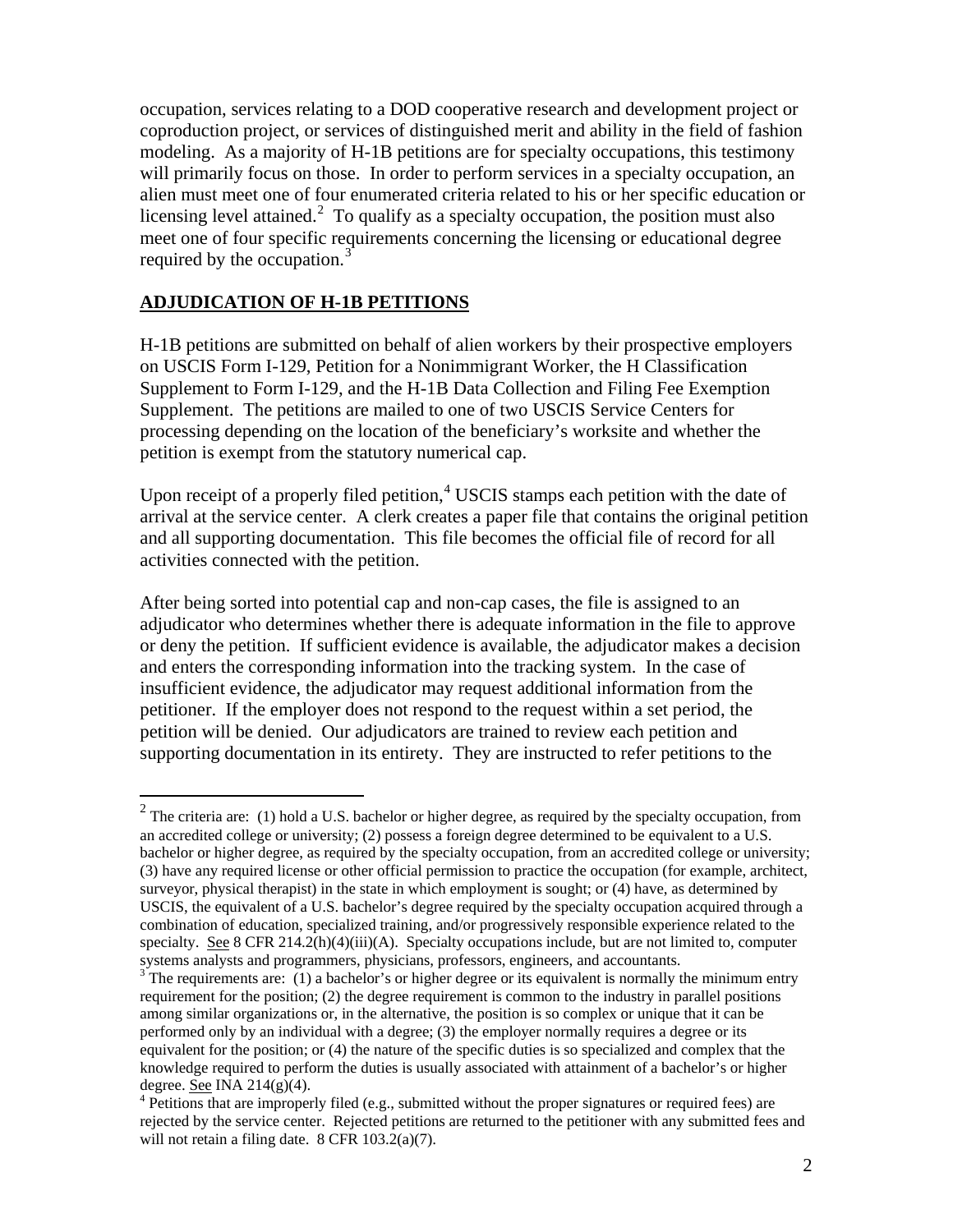occupation, services relating to a DOD cooperative research and development project or coproduction project, or services of distinguished merit and ability in the field of fashion modeling. As a majority of H-1B petitions are for specialty occupations, this testimony will primarily focus on those. In order to perform services in a specialty occupation, an alien must meet one of four enumerated criteria related to his or her specific education or licensing level attained.[2] To qualify as a specialty occupation, the position must also meet one of four specific requirements concerning the licensing or educational degree required by the occupation.[3]

## ADJUDICATION OF H-1B PETITIONS

H-1B petitions are submitted on behalf of alien workers by their prospective employers on USCIS Form I-129, Petition for a Nonimmigrant Worker, the H Classification Supplement to Form I-129, and the H-1B Data Collection and Filing Fee Exemption Supplement. The petitions are mailed to one of two USCIS Service Centers for processing depending on the location of the beneficiary's worksite and whether the petition is exempt from the statutory numerical cap.

Upon receipt of a properly filed petition,[4] USCIS stamps each petition with the date of arrival at the service center. A clerk creates a paper file that contains the original petition and all supporting documentation. This file becomes the official file of record for all activities connected with the petition.

After being sorted into potential cap and non-cap cases, the file is assigned to an adjudicator who determines whether there is adequate information in the file to approve or deny the petition. If sufficient evidence is available, the adjudicator makes a decision and enters the corresponding information into the tracking system. In the case of insufficient evidence, the adjudicator may request additional information from the petitioner. If the employer does not respond to the request within a set period, the petition will be denied. Our adjudicators are trained to review each petition and supporting documentation in its entirety. They are instructed to refer petitions to the

---

[2] The criteria are: (1) hold a U.S. bachelor or higher degree, as required by the specialty occupation, from an accredited college or university; (2) possess a foreign degree determined to be equivalent to a U.S. bachelor or higher degree, as required by the specialty occupation, from an accredited college or university; (3) have any required license or other official permission to practice the occupation (for example, architect, surveyor, physical therapist) in the state in which employment is sought; or (4) have, as determined by USCIS, the equivalent of a U.S. bachelor's degree required by the specialty occupation acquired through a combination of education, specialized training, and/or progressively responsible experience related to the specialty. See 8 CFR 214.2(h)(4)(iii)(A). Specialty occupations include, but are not limited to, computer systems analysts and programmers, physicians, professors, engineers, and accountants.

[3] The requirements are: (1) a bachelor's or higher degree or its equivalent is normally the minimum entry requirement for the position; (2) the degree requirement is common to the industry in parallel positions among similar organizations or, in the alternative, the position is so complex or unique that it can be performed only by an individual with a degree; (3) the employer normally requires a degree or its equivalent for the position; or (4) the nature of the specific duties is so specialized and complex that the knowledge required to perform the duties is usually associated with attainment of a bachelor's or higher degree. See INA 214(g)(4).

[4] Petitions that are improperly filed (e.g., submitted without the proper signatures or required fees) are rejected by the service center. Rejected petitions are returned to the petitioner with any submitted fees and will not retain a filing date. 8 CFR 103.2(a)(7).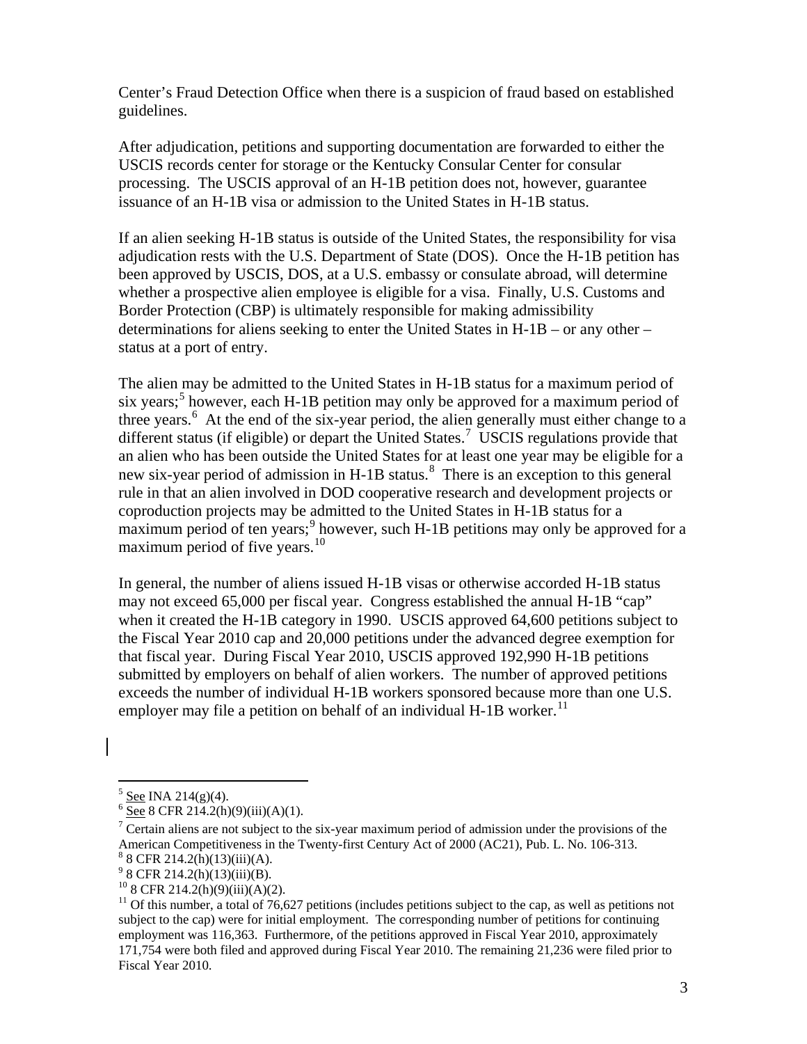Center's Fraud Detection Office when there is a suspicion of fraud based on established guidelines.

After adjudication, petitions and supporting documentation are forwarded to either the USCIS records center for storage or the Kentucky Consular Center for consular processing. The USCIS approval of an H-1B petition does not, however, guarantee issuance of an H-1B visa or admission to the United States in H-1B status.

If an alien seeking H-1B status is outside of the United States, the responsibility for visa adjudication rests with the U.S. Department of State (DOS). Once the H-1B petition has been approved by USCIS, DOS, at a U.S. embassy or consulate abroad, will determine whether a prospective alien employee is eligible for a visa. Finally, U.S. Customs and Border Protection (CBP) is ultimately responsible for making admissibility determinations for aliens seeking to enter the United States in H-1B – or any other – status at a port of entry.

The alien may be admitted to the United States in H-1B status for a maximum period of six years;[5] however, each H-1B petition may only be approved for a maximum period of three years.[6] At the end of the six-year period, the alien generally must either change to a different status (if eligible) or depart the United States.[7] USCIS regulations provide that an alien who has been outside the United States for at least one year may be eligible for a new six-year period of admission in H-1B status.[8] There is an exception to this general rule in that an alien involved in DOD cooperative research and development projects or coproduction projects may be admitted to the United States in H-1B status for a maximum period of ten years;[9] however, such H-1B petitions may only be approved for a maximum period of five years.[10]

In general, the number of aliens issued H-1B visas or otherwise accorded H-1B status may not exceed 65,000 per fiscal year. Congress established the annual H-1B "cap" when it created the H-1B category in 1990. USCIS approved 64,600 petitions subject to the Fiscal Year 2010 cap and 20,000 petitions under the advanced degree exemption for that fiscal year. During Fiscal Year 2010, USCIS approved 192,990 H-1B petitions submitted by employers on behalf of alien workers. The number of approved petitions exceeds the number of individual H-1B workers sponsored because more than one U.S. employer may file a petition on behalf of an individual H-1B worker.[11]

---

[5] See INA 214(g)(4).

[6] See 8 CFR 214.2(h)(9)(iii)(A)(1).

[7] Certain aliens are not subject to the six-year maximum period of admission under the provisions of the American Competitiveness in the Twenty-first Century Act of 2000 (AC21), Pub. L. No. 106-313.

[8] 8 CFR 214.2(h)(13)(iii)(A).

[9] 8 CFR 214.2(h)(13)(iii)(B).

[10] 8 CFR 214.2(h)(9)(iii)(A)(2).

[11] Of this number, a total of 76,627 petitions (includes petitions subject to the cap, as well as petitions not subject to the cap) were for initial employment. The corresponding number of petitions for continuing employment was 116,363. Furthermore, of the petitions approved in Fiscal Year 2010, approximately 171,754 were both filed and approved during Fiscal Year 2010. The remaining 21,236 were filed prior to Fiscal Year 2010.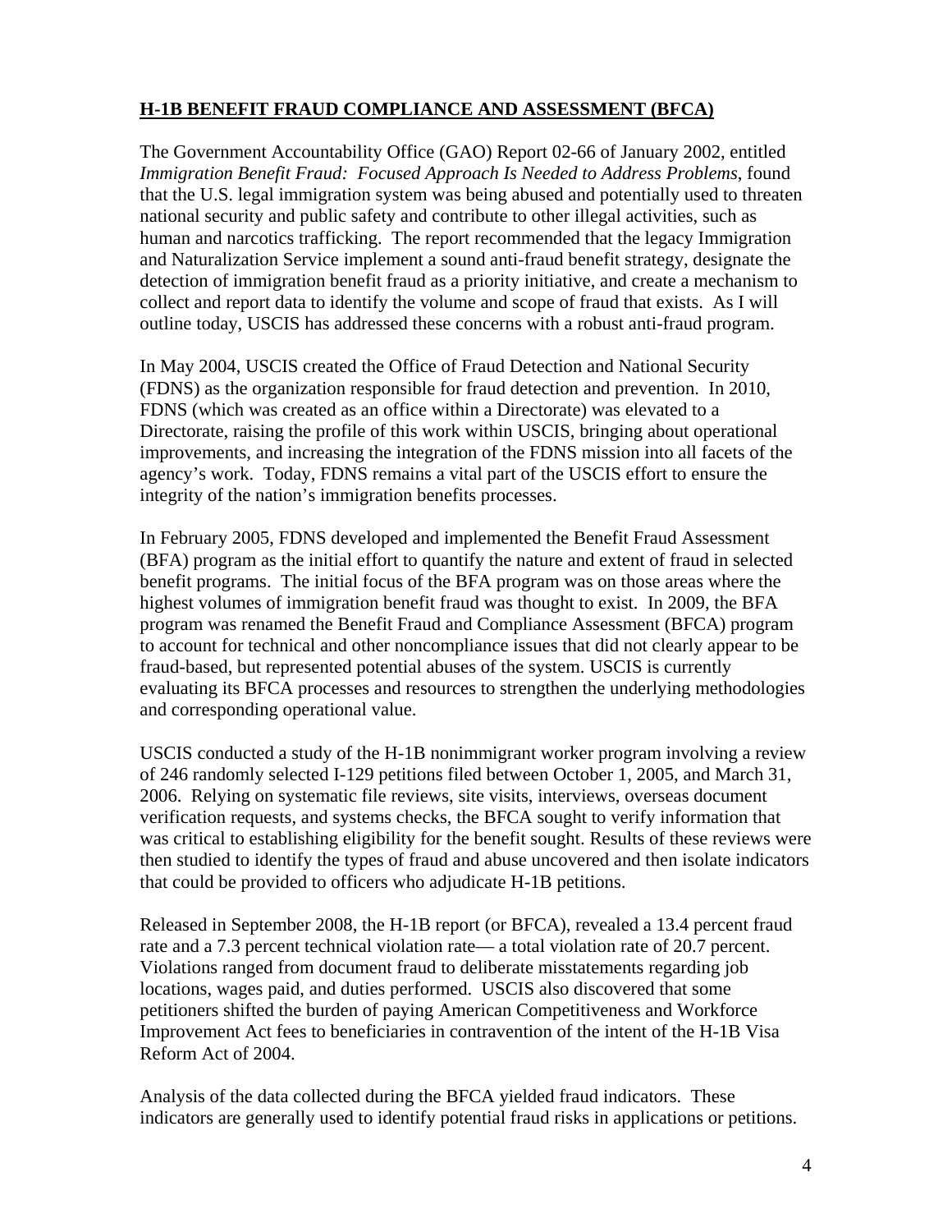## H-1B BENEFIT FRAUD COMPLIANCE AND ASSESSMENT (BFCA)

The Government Accountability Office (GAO) Report 02-66 of January 2002, entitled *Immigration Benefit Fraud: Focused Approach Is Needed to Address Problems*, found that the U.S. legal immigration system was being abused and potentially used to threaten national security and public safety and contribute to other illegal activities, such as human and narcotics trafficking. The report recommended that the legacy Immigration and Naturalization Service implement a sound anti-fraud benefit strategy, designate the detection of immigration benefit fraud as a priority initiative, and create a mechanism to collect and report data to identify the volume and scope of fraud that exists. As I will outline today, USCIS has addressed these concerns with a robust anti-fraud program.

In May 2004, USCIS created the Office of Fraud Detection and National Security (FDNS) as the organization responsible for fraud detection and prevention. In 2010, FDNS (which was created as an office within a Directorate) was elevated to a Directorate, raising the profile of this work within USCIS, bringing about operational improvements, and increasing the integration of the FDNS mission into all facets of the agency's work. Today, FDNS remains a vital part of the USCIS effort to ensure the integrity of the nation's immigration benefits processes.

In February 2005, FDNS developed and implemented the Benefit Fraud Assessment (BFA) program as the initial effort to quantify the nature and extent of fraud in selected benefit programs. The initial focus of the BFA program was on those areas where the highest volumes of immigration benefit fraud was thought to exist. In 2009, the BFA program was renamed the Benefit Fraud and Compliance Assessment (BFCA) program to account for technical and other noncompliance issues that did not clearly appear to be fraud-based, but represented potential abuses of the system. USCIS is currently evaluating its BFCA processes and resources to strengthen the underlying methodologies and corresponding operational value.

USCIS conducted a study of the H-1B nonimmigrant worker program involving a review of 246 randomly selected I-129 petitions filed between October 1, 2005, and March 31, 2006. Relying on systematic file reviews, site visits, interviews, overseas document verification requests, and systems checks, the BFCA sought to verify information that was critical to establishing eligibility for the benefit sought. Results of these reviews were then studied to identify the types of fraud and abuse uncovered and then isolate indicators that could be provided to officers who adjudicate H-1B petitions.

Released in September 2008, the H-1B report (or BFCA), revealed a 13.4 percent fraud rate and a 7.3 percent technical violation rate— a total violation rate of 20.7 percent. Violations ranged from document fraud to deliberate misstatements regarding job locations, wages paid, and duties performed. USCIS also discovered that some petitioners shifted the burden of paying American Competitiveness and Workforce Improvement Act fees to beneficiaries in contravention of the intent of the H-1B Visa Reform Act of 2004.

Analysis of the data collected during the BFCA yielded fraud indicators. These indicators are generally used to identify potential fraud risks in applications or petitions.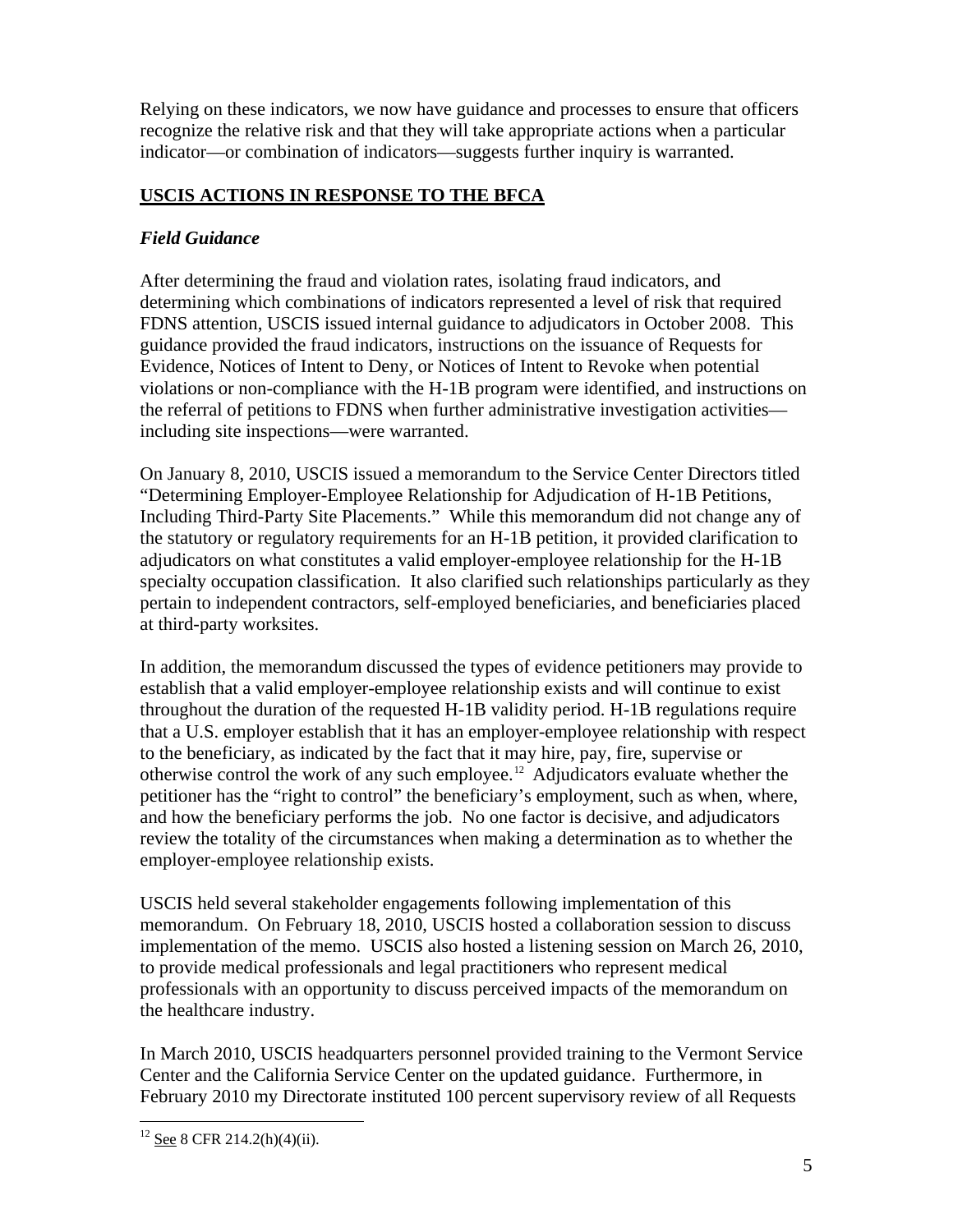Relying on these indicators, we now have guidance and processes to ensure that officers recognize the relative risk and that they will take appropriate actions when a particular indicator—or combination of indicators—suggests further inquiry is warranted.

## USCIS ACTIONS IN RESPONSE TO THE BFCA

### *Field Guidance*

After determining the fraud and violation rates, isolating fraud indicators, and determining which combinations of indicators represented a level of risk that required FDNS attention, USCIS issued internal guidance to adjudicators in October 2008. This guidance provided the fraud indicators, instructions on the issuance of Requests for Evidence, Notices of Intent to Deny, or Notices of Intent to Revoke when potential violations or non-compliance with the H-1B program were identified, and instructions on the referral of petitions to FDNS when further administrative investigation activities—including site inspections—were warranted.

On January 8, 2010, USCIS issued a memorandum to the Service Center Directors titled "Determining Employer-Employee Relationship for Adjudication of H-1B Petitions, Including Third-Party Site Placements." While this memorandum did not change any of the statutory or regulatory requirements for an H-1B petition, it provided clarification to adjudicators on what constitutes a valid employer-employee relationship for the H-1B specialty occupation classification. It also clarified such relationships particularly as they pertain to independent contractors, self-employed beneficiaries, and beneficiaries placed at third-party worksites.

In addition, the memorandum discussed the types of evidence petitioners may provide to establish that a valid employer-employee relationship exists and will continue to exist throughout the duration of the requested H-1B validity period. H-1B regulations require that a U.S. employer establish that it has an employer-employee relationship with respect to the beneficiary, as indicated by the fact that it may hire, pay, fire, supervise or otherwise control the work of any such employee.[12] Adjudicators evaluate whether the petitioner has the "right to control" the beneficiary's employment, such as when, where, and how the beneficiary performs the job. No one factor is decisive, and adjudicators review the totality of the circumstances when making a determination as to whether the employer-employee relationship exists.

USCIS held several stakeholder engagements following implementation of this memorandum. On February 18, 2010, USCIS hosted a collaboration session to discuss implementation of the memo. USCIS also hosted a listening session on March 26, 2010, to provide medical professionals and legal practitioners who represent medical professionals with an opportunity to discuss perceived impacts of the memorandum on the healthcare industry.

In March 2010, USCIS headquarters personnel provided training to the Vermont Service Center and the California Service Center on the updated guidance. Furthermore, in February 2010 my Directorate instituted 100 percent supervisory review of all Requests

---

[12] See 8 CFR 214.2(h)(4)(ii).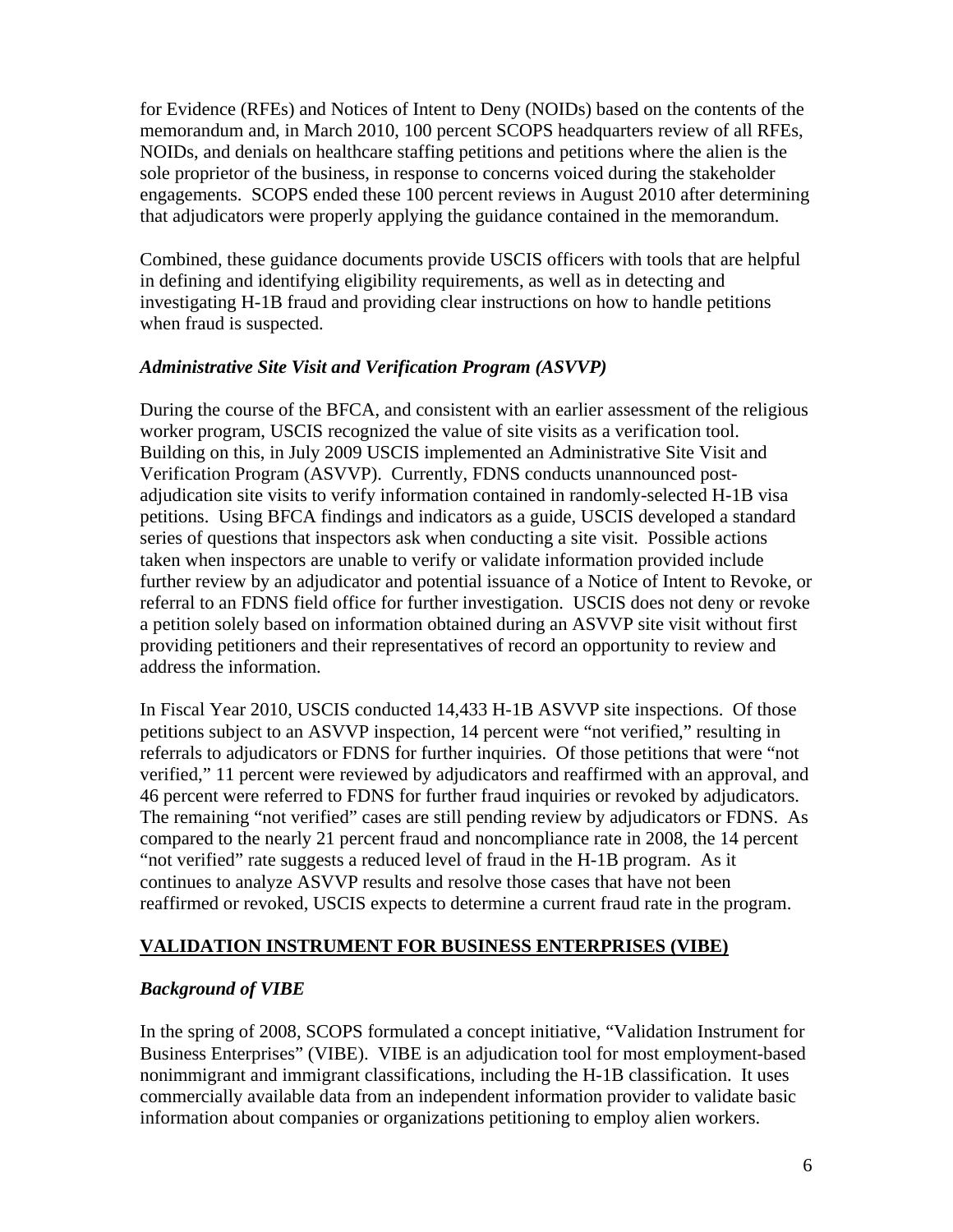for Evidence (RFEs) and Notices of Intent to Deny (NOIDs) based on the contents of the memorandum and, in March 2010, 100 percent SCOPS headquarters review of all RFEs, NOIDs, and denials on healthcare staffing petitions and petitions where the alien is the sole proprietor of the business, in response to concerns voiced during the stakeholder engagements. SCOPS ended these 100 percent reviews in August 2010 after determining that adjudicators were properly applying the guidance contained in the memorandum.

Combined, these guidance documents provide USCIS officers with tools that are helpful in defining and identifying eligibility requirements, as well as in detecting and investigating H-1B fraud and providing clear instructions on how to handle petitions when fraud is suspected.

### *Administrative Site Visit and Verification Program (ASVVP)*

During the course of the BFCA, and consistent with an earlier assessment of the religious worker program, USCIS recognized the value of site visits as a verification tool. Building on this, in July 2009 USCIS implemented an Administrative Site Visit and Verification Program (ASVVP). Currently, FDNS conducts unannounced post-adjudication site visits to verify information contained in randomly-selected H-1B visa petitions. Using BFCA findings and indicators as a guide, USCIS developed a standard series of questions that inspectors ask when conducting a site visit. Possible actions taken when inspectors are unable to verify or validate information provided include further review by an adjudicator and potential issuance of a Notice of Intent to Revoke, or referral to an FDNS field office for further investigation. USCIS does not deny or revoke a petition solely based on information obtained during an ASVVP site visit without first providing petitioners and their representatives of record an opportunity to review and address the information.

In Fiscal Year 2010, USCIS conducted 14,433 H-1B ASVVP site inspections. Of those petitions subject to an ASVVP inspection, 14 percent were "not verified," resulting in referrals to adjudicators or FDNS for further inquiries. Of those petitions that were "not verified," 11 percent were reviewed by adjudicators and reaffirmed with an approval, and 46 percent were referred to FDNS for further fraud inquiries or revoked by adjudicators. The remaining "not verified" cases are still pending review by adjudicators or FDNS. As compared to the nearly 21 percent fraud and noncompliance rate in 2008, the 14 percent "not verified" rate suggests a reduced level of fraud in the H-1B program. As it continues to analyze ASVVP results and resolve those cases that have not been reaffirmed or revoked, USCIS expects to determine a current fraud rate in the program.

## VALIDATION INSTRUMENT FOR BUSINESS ENTERPRISES (VIBE)

### *Background of VIBE*

In the spring of 2008, SCOPS formulated a concept initiative, "Validation Instrument for Business Enterprises" (VIBE). VIBE is an adjudication tool for most employment-based nonimmigrant and immigrant classifications, including the H-1B classification. It uses commercially available data from an independent information provider to validate basic information about companies or organizations petitioning to employ alien workers.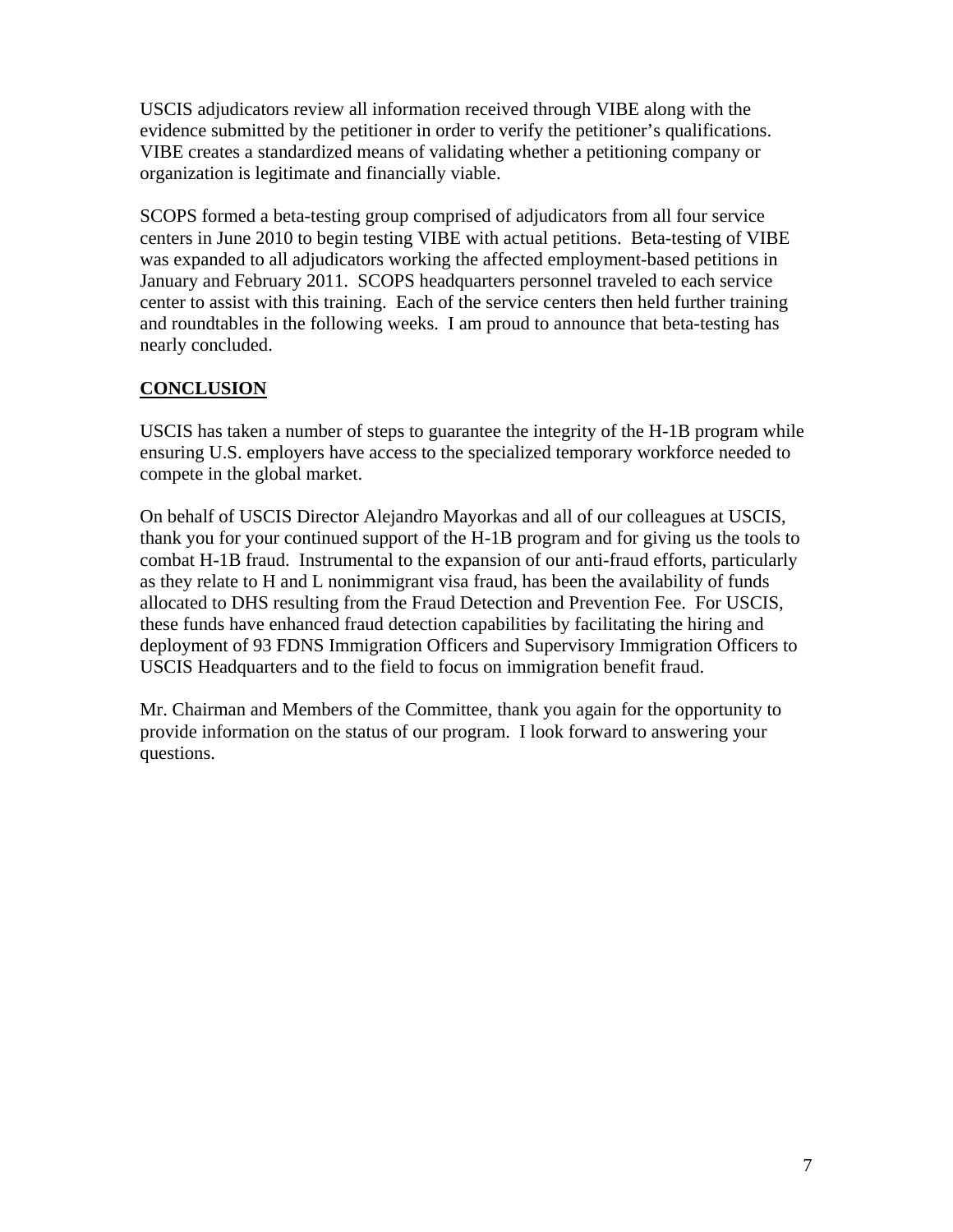USCIS adjudicators review all information received through VIBE along with the evidence submitted by the petitioner in order to verify the petitioner's qualifications. VIBE creates a standardized means of validating whether a petitioning company or organization is legitimate and financially viable.

SCOPS formed a beta-testing group comprised of adjudicators from all four service centers in June 2010 to begin testing VIBE with actual petitions. Beta-testing of VIBE was expanded to all adjudicators working the affected employment-based petitions in January and February 2011. SCOPS headquarters personnel traveled to each service center to assist with this training. Each of the service centers then held further training and roundtables in the following weeks. I am proud to announce that beta-testing has nearly concluded.

## CONCLUSION

USCIS has taken a number of steps to guarantee the integrity of the H-1B program while ensuring U.S. employers have access to the specialized temporary workforce needed to compete in the global market.

On behalf of USCIS Director Alejandro Mayorkas and all of our colleagues at USCIS, thank you for your continued support of the H-1B program and for giving us the tools to combat H-1B fraud. Instrumental to the expansion of our anti-fraud efforts, particularly as they relate to H and L nonimmigrant visa fraud, has been the availability of funds allocated to DHS resulting from the Fraud Detection and Prevention Fee. For USCIS, these funds have enhanced fraud detection capabilities by facilitating the hiring and deployment of 93 FDNS Immigration Officers and Supervisory Immigration Officers to USCIS Headquarters and to the field to focus on immigration benefit fraud.

Mr. Chairman and Members of the Committee, thank you again for the opportunity to provide information on the status of our program. I look forward to answering your questions.